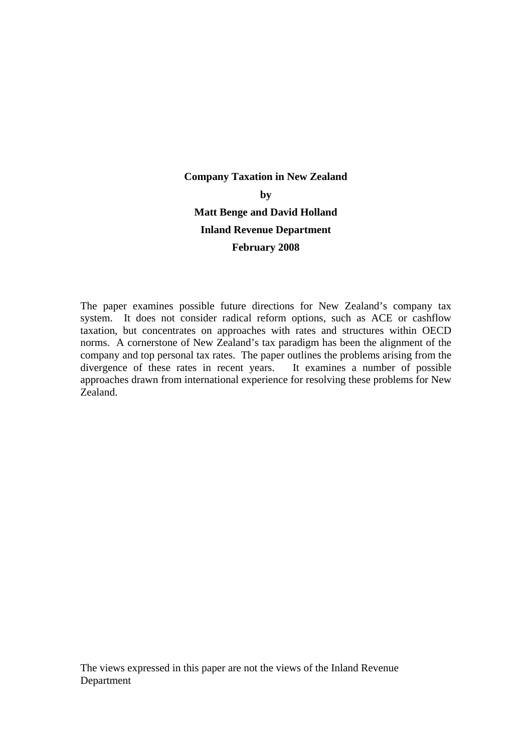# Company Taxation in New Zealand

**by**

**Matt Benge and David Holland**

**Inland Revenue Department**

**February 2008**

The paper examines possible future directions for New Zealand's company tax system. It does not consider radical reform options, such as ACE or cashflow taxation, but concentrates on approaches with rates and structures within OECD norms. A cornerstone of New Zealand's tax paradigm has been the alignment of the company and top personal tax rates. The paper outlines the problems arising from the divergence of these rates in recent years. It examines a number of possible approaches drawn from international experience for resolving these problems for New Zealand.

The views expressed in this paper are not the views of the Inland Revenue Department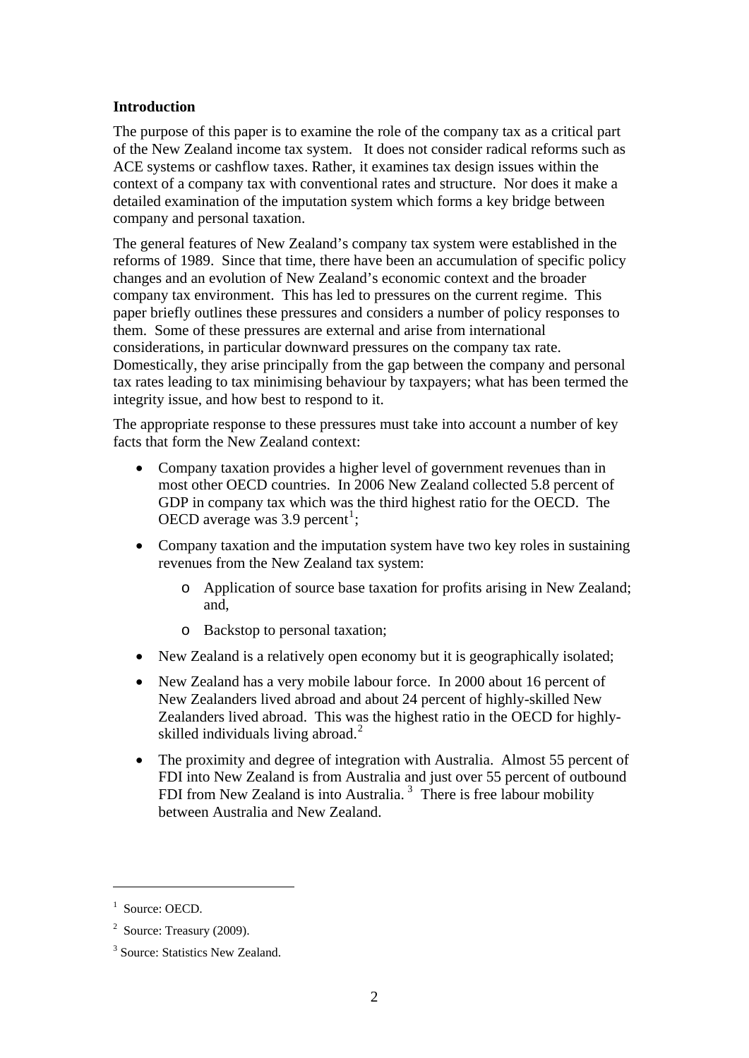**Introduction**

The purpose of this paper is to examine the role of the company tax as a critical part of the New Zealand income tax system. It does not consider radical reforms such as ACE systems or cashflow taxes. Rather, it examines tax design issues within the context of a company tax with conventional rates and structure. Nor does it make a detailed examination of the imputation system which forms a key bridge between company and personal taxation.

The general features of New Zealand's company tax system were established in the reforms of 1989. Since that time, there have been an accumulation of specific policy changes and an evolution of New Zealand's economic context and the broader company tax environment. This has led to pressures on the current regime. This paper briefly outlines these pressures and considers a number of policy responses to them. Some of these pressures are external and arise from international considerations, in particular downward pressures on the company tax rate. Domestically, they arise principally from the gap between the company and personal tax rates leading to tax minimising behaviour by taxpayers; what has been termed the integrity issue, and how best to respond to it.

The appropriate response to these pressures must take into account a number of key facts that form the New Zealand context:

- Company taxation provides a higher level of government revenues than in most other OECD countries. In 2006 New Zealand collected 5.8 percent of GDP in company tax which was the third highest ratio for the OECD. The OECD average was 3.9 percent[1];
- Company taxation and the imputation system have two key roles in sustaining revenues from the New Zealand tax system:
    - Application of source base taxation for profits arising in New Zealand; and,
    - Backstop to personal taxation;
- New Zealand is a relatively open economy but it is geographically isolated;
- New Zealand has a very mobile labour force. In 2000 about 16 percent of New Zealanders lived abroad and about 24 percent of highly-skilled New Zealanders lived abroad. This was the highest ratio in the OECD for highly-skilled individuals living abroad.[2]
- The proximity and degree of integration with Australia. Almost 55 percent of FDI into New Zealand is from Australia and just over 55 percent of outbound FDI from New Zealand is into Australia.[3] There is free labour mobility between Australia and New Zealand.

---

[1] Source: OECD.

[2] Source: Treasury (2009).

[3] Source: Statistics New Zealand.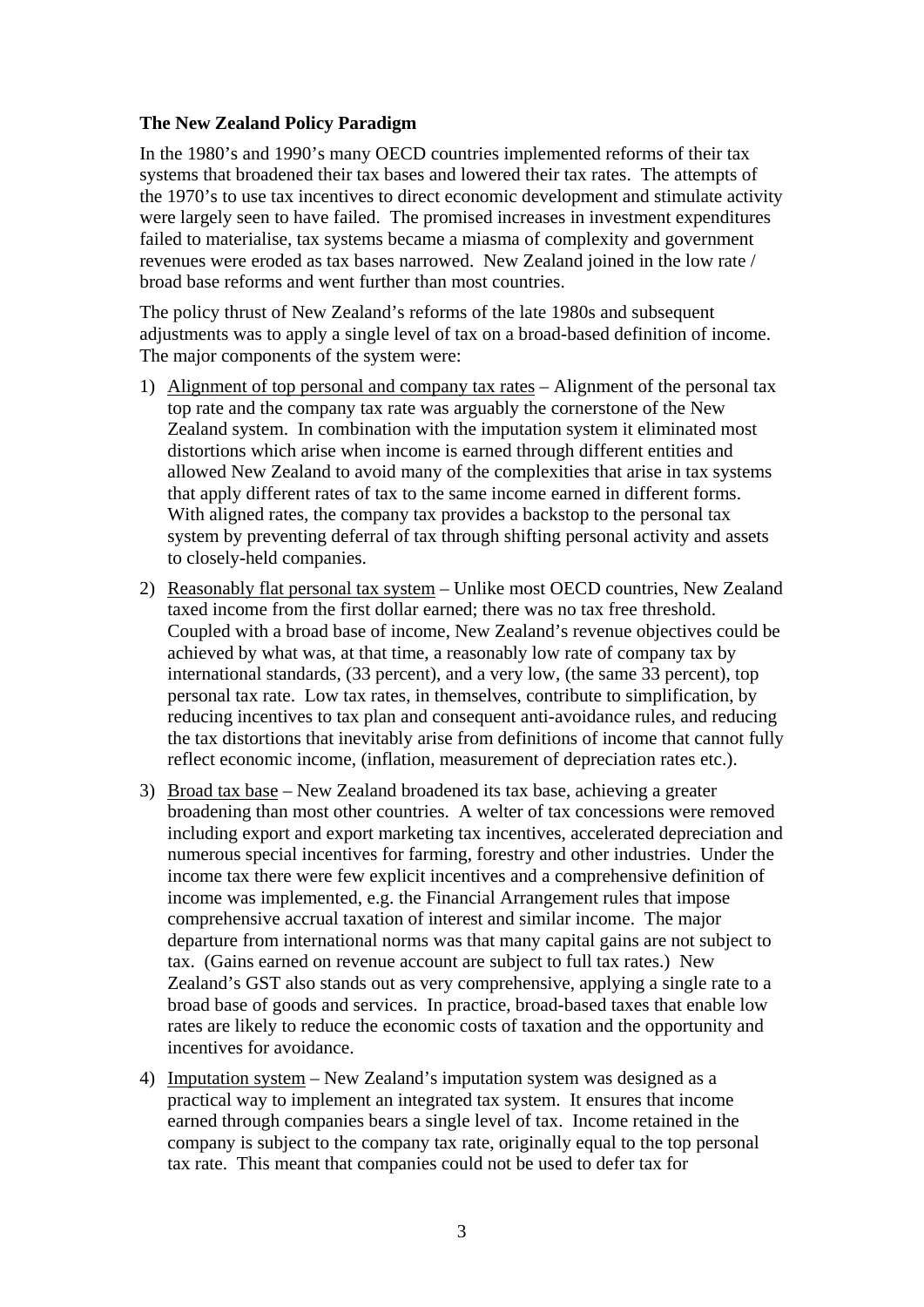**The New Zealand Policy Paradigm**

In the 1980's and 1990's many OECD countries implemented reforms of their tax systems that broadened their tax bases and lowered their tax rates. The attempts of the 1970's to use tax incentives to direct economic development and stimulate activity were largely seen to have failed. The promised increases in investment expenditures failed to materialise, tax systems became a miasma of complexity and government revenues were eroded as tax bases narrowed. New Zealand joined in the low rate / broad base reforms and went further than most countries.

The policy thrust of New Zealand's reforms of the late 1980s and subsequent adjustments was to apply a single level of tax on a broad-based definition of income. The major components of the system were:

1) Alignment of top personal and company tax rates – Alignment of the personal tax top rate and the company tax rate was arguably the cornerstone of the New Zealand system. In combination with the imputation system it eliminated most distortions which arise when income is earned through different entities and allowed New Zealand to avoid many of the complexities that arise in tax systems that apply different rates of tax to the same income earned in different forms. With aligned rates, the company tax provides a backstop to the personal tax system by preventing deferral of tax through shifting personal activity and assets to closely-held companies.

2) Reasonably flat personal tax system – Unlike most OECD countries, New Zealand taxed income from the first dollar earned; there was no tax free threshold. Coupled with a broad base of income, New Zealand's revenue objectives could be achieved by what was, at that time, a reasonably low rate of company tax by international standards, (33 percent), and a very low, (the same 33 percent), top personal tax rate. Low tax rates, in themselves, contribute to simplification, by reducing incentives to tax plan and consequent anti-avoidance rules, and reducing the tax distortions that inevitably arise from definitions of income that cannot fully reflect economic income, (inflation, measurement of depreciation rates etc.).

3) Broad tax base – New Zealand broadened its tax base, achieving a greater broadening than most other countries. A welter of tax concessions were removed including export and export marketing tax incentives, accelerated depreciation and numerous special incentives for farming, forestry and other industries. Under the income tax there were few explicit incentives and a comprehensive definition of income was implemented, e.g. the Financial Arrangement rules that impose comprehensive accrual taxation of interest and similar income. The major departure from international norms was that many capital gains are not subject to tax. (Gains earned on revenue account are subject to full tax rates.) New Zealand's GST also stands out as very comprehensive, applying a single rate to a broad base of goods and services. In practice, broad-based taxes that enable low rates are likely to reduce the economic costs of taxation and the opportunity and incentives for avoidance.

4) Imputation system – New Zealand's imputation system was designed as a practical way to implement an integrated tax system. It ensures that income earned through companies bears a single level of tax. Income retained in the company is subject to the company tax rate, originally equal to the top personal tax rate. This meant that companies could not be used to defer tax for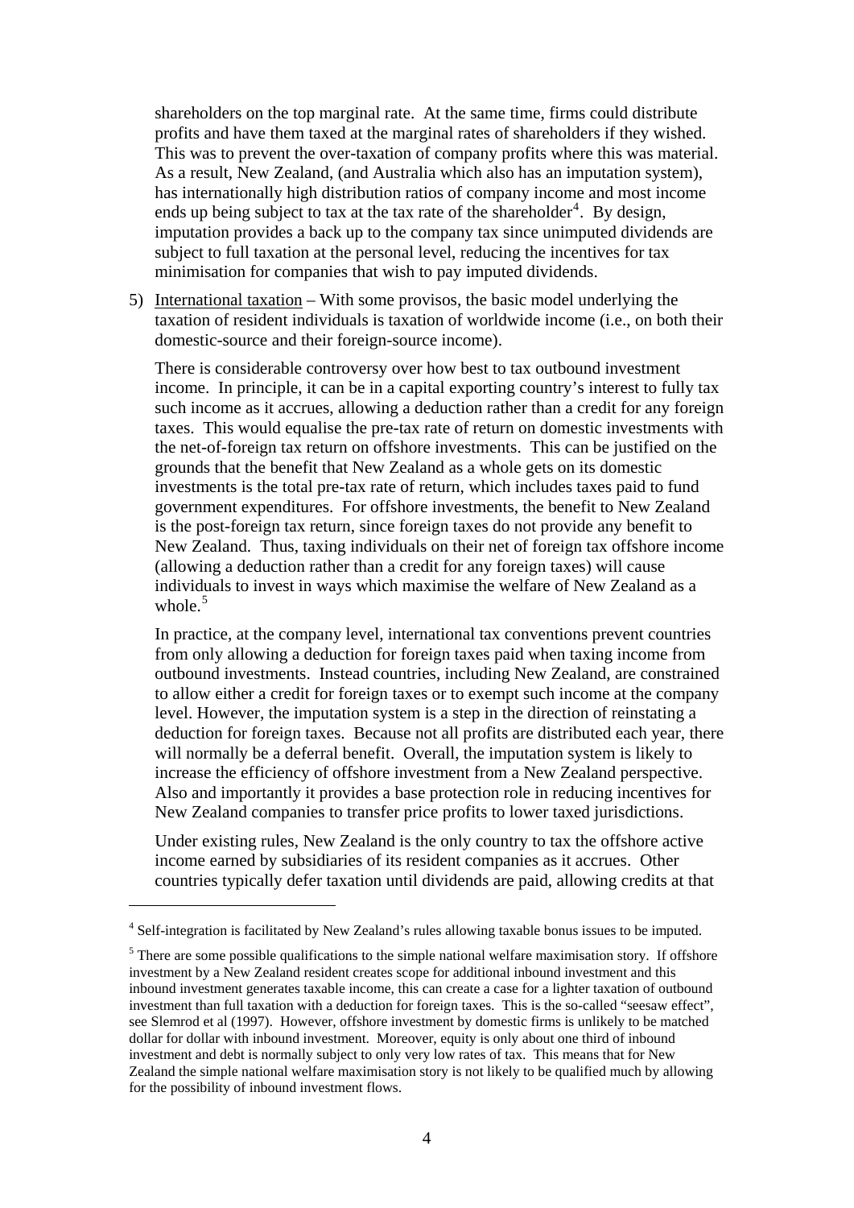shareholders on the top marginal rate. At the same time, firms could distribute profits and have them taxed at the marginal rates of shareholders if they wished. This was to prevent the over-taxation of company profits where this was material. As a result, New Zealand, (and Australia which also has an imputation system), has internationally high distribution ratios of company income and most income ends up being subject to tax at the tax rate of the shareholder[4]. By design, imputation provides a back up to the company tax since unimputed dividends are subject to full taxation at the personal level, reducing the incentives for tax minimisation for companies that wish to pay imputed dividends.

5) International taxation – With some provisos, the basic model underlying the taxation of resident individuals is taxation of worldwide income (i.e., on both their domestic-source and their foreign-source income).

   There is considerable controversy over how best to tax outbound investment income. In principle, it can be in a capital exporting country's interest to fully tax such income as it accrues, allowing a deduction rather than a credit for any foreign taxes. This would equalise the pre-tax rate of return on domestic investments with the net-of-foreign tax return on offshore investments. This can be justified on the grounds that the benefit that New Zealand as a whole gets on its domestic investments is the total pre-tax rate of return, which includes taxes paid to fund government expenditures. For offshore investments, the benefit to New Zealand is the post-foreign tax return, since foreign taxes do not provide any benefit to New Zealand. Thus, taxing individuals on their net of foreign tax offshore income (allowing a deduction rather than a credit for any foreign taxes) will cause individuals to invest in ways which maximise the welfare of New Zealand as a whole.[5]

   In practice, at the company level, international tax conventions prevent countries from only allowing a deduction for foreign taxes paid when taxing income from outbound investments. Instead countries, including New Zealand, are constrained to allow either a credit for foreign taxes or to exempt such income at the company level. However, the imputation system is a step in the direction of reinstating a deduction for foreign taxes. Because not all profits are distributed each year, there will normally be a deferral benefit. Overall, the imputation system is likely to increase the efficiency of offshore investment from a New Zealand perspective. Also and importantly it provides a base protection role in reducing incentives for New Zealand companies to transfer price profits to lower taxed jurisdictions.

   Under existing rules, New Zealand is the only country to tax the offshore active income earned by subsidiaries of its resident companies as it accrues. Other countries typically defer taxation until dividends are paid, allowing credits at that

---

[4] Self-integration is facilitated by New Zealand's rules allowing taxable bonus issues to be imputed.

[5] There are some possible qualifications to the simple national welfare maximisation story. If offshore investment by a New Zealand resident creates scope for additional inbound investment and this inbound investment generates taxable income, this can create a case for a lighter taxation of outbound investment than full taxation with a deduction for foreign taxes. This is the so-called "seesaw effect", see Slemrod et al (1997). However, offshore investment by domestic firms is unlikely to be matched dollar for dollar with inbound investment. Moreover, equity is only about one third of inbound investment and debt is normally subject to only very low rates of tax. This means that for New Zealand the simple national welfare maximisation story is not likely to be qualified much by allowing for the possibility of inbound investment flows.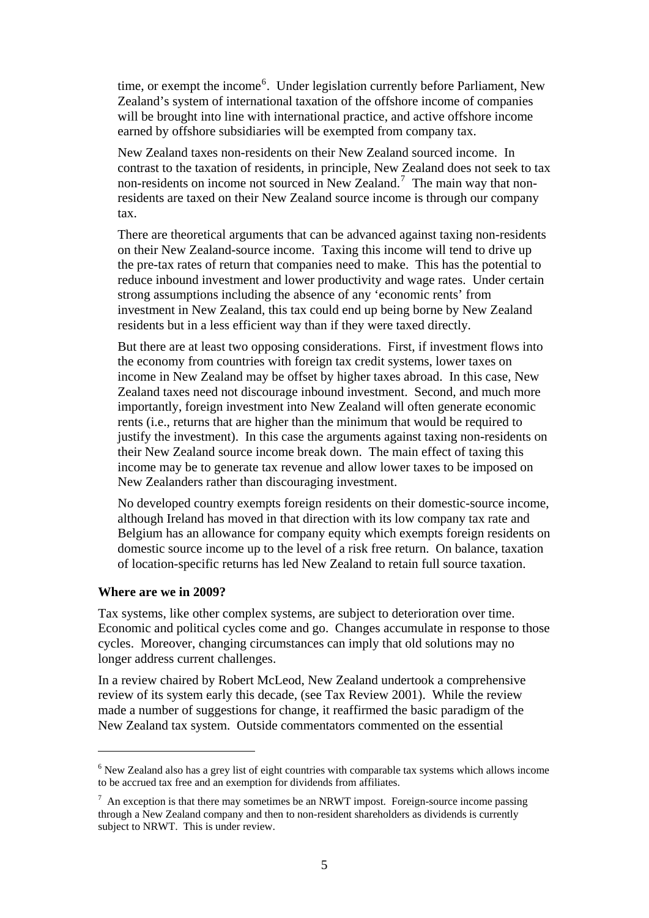time, or exempt the income[6]. Under legislation currently before Parliament, New Zealand's system of international taxation of the offshore income of companies will be brought into line with international practice, and active offshore income earned by offshore subsidiaries will be exempted from company tax.

New Zealand taxes non-residents on their New Zealand sourced income. In contrast to the taxation of residents, in principle, New Zealand does not seek to tax non-residents on income not sourced in New Zealand.[7] The main way that non-residents are taxed on their New Zealand source income is through our company tax.

There are theoretical arguments that can be advanced against taxing non-residents on their New Zealand-source income. Taxing this income will tend to drive up the pre-tax rates of return that companies need to make. This has the potential to reduce inbound investment and lower productivity and wage rates. Under certain strong assumptions including the absence of any 'economic rents' from investment in New Zealand, this tax could end up being borne by New Zealand residents but in a less efficient way than if they were taxed directly.

But there are at least two opposing considerations. First, if investment flows into the economy from countries with foreign tax credit systems, lower taxes on income in New Zealand may be offset by higher taxes abroad. In this case, New Zealand taxes need not discourage inbound investment. Second, and much more importantly, foreign investment into New Zealand will often generate economic rents (i.e., returns that are higher than the minimum that would be required to justify the investment). In this case the arguments against taxing non-residents on their New Zealand source income break down. The main effect of taxing this income may be to generate tax revenue and allow lower taxes to be imposed on New Zealanders rather than discouraging investment.

No developed country exempts foreign residents on their domestic-source income, although Ireland has moved in that direction with its low company tax rate and Belgium has an allowance for company equity which exempts foreign residents on domestic source income up to the level of a risk free return. On balance, taxation of location-specific returns has led New Zealand to retain full source taxation.

**Where are we in 2009?**

Tax systems, like other complex systems, are subject to deterioration over time. Economic and political cycles come and go. Changes accumulate in response to those cycles. Moreover, changing circumstances can imply that old solutions may no longer address current challenges.

In a review chaired by Robert McLeod, New Zealand undertook a comprehensive review of its system early this decade, (see Tax Review 2001). While the review made a number of suggestions for change, it reaffirmed the basic paradigm of the New Zealand tax system. Outside commentators commented on the essential

---

[6] New Zealand also has a grey list of eight countries with comparable tax systems which allows income to be accrued tax free and an exemption for dividends from affiliates.

[7] An exception is that there may sometimes be an NRWT impost. Foreign-source income passing through a New Zealand company and then to non-resident shareholders as dividends is currently subject to NRWT. This is under review.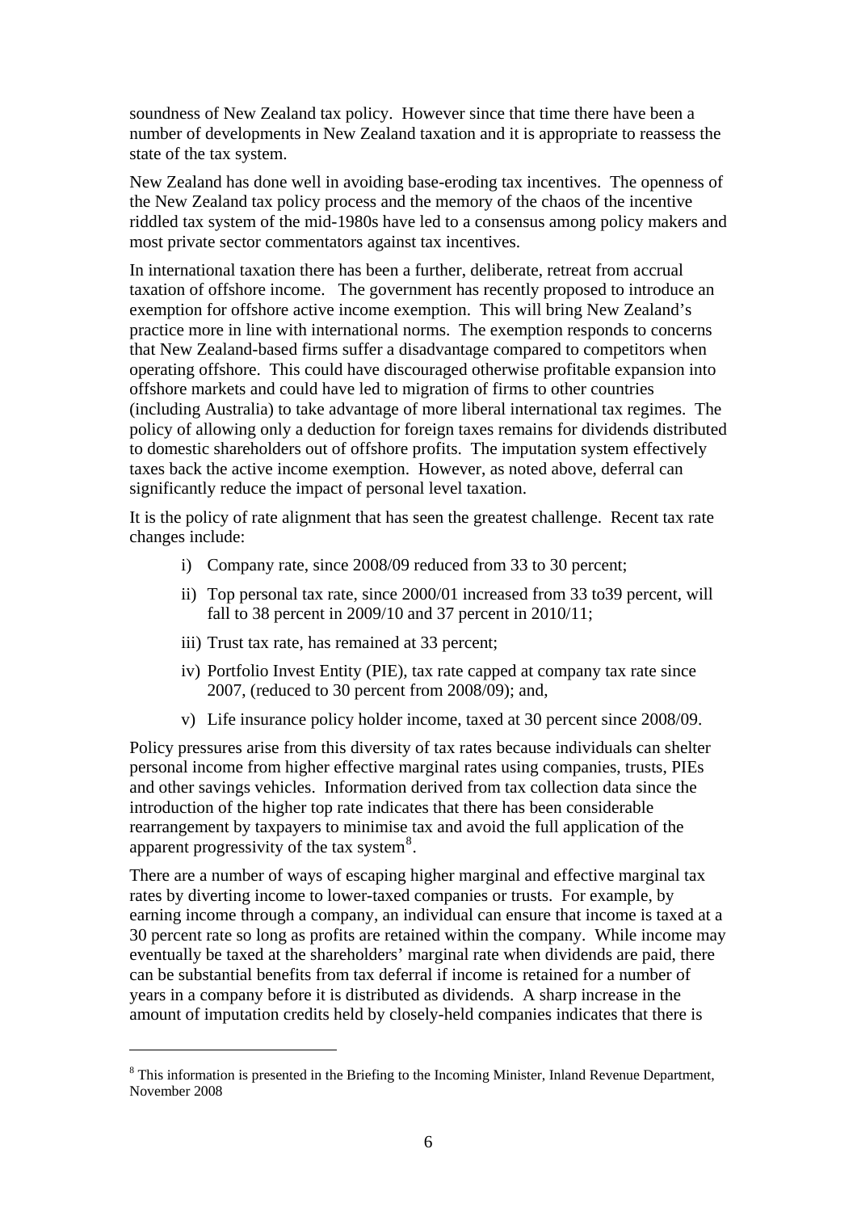soundness of New Zealand tax policy. However since that time there have been a number of developments in New Zealand taxation and it is appropriate to reassess the state of the tax system.

New Zealand has done well in avoiding base-eroding tax incentives. The openness of the New Zealand tax policy process and the memory of the chaos of the incentive riddled tax system of the mid-1980s have led to a consensus among policy makers and most private sector commentators against tax incentives.

In international taxation there has been a further, deliberate, retreat from accrual taxation of offshore income. The government has recently proposed to introduce an exemption for offshore active income exemption. This will bring New Zealand's practice more in line with international norms. The exemption responds to concerns that New Zealand-based firms suffer a disadvantage compared to competitors when operating offshore. This could have discouraged otherwise profitable expansion into offshore markets and could have led to migration of firms to other countries (including Australia) to take advantage of more liberal international tax regimes. The policy of allowing only a deduction for foreign taxes remains for dividends distributed to domestic shareholders out of offshore profits. The imputation system effectively taxes back the active income exemption. However, as noted above, deferral can significantly reduce the impact of personal level taxation.

It is the policy of rate alignment that has seen the greatest challenge. Recent tax rate changes include:

i) Company rate, since 2008/09 reduced from 33 to 30 percent;

ii) Top personal tax rate, since 2000/01 increased from 33 to39 percent, will fall to 38 percent in 2009/10 and 37 percent in 2010/11;

iii) Trust tax rate, has remained at 33 percent;

iv) Portfolio Invest Entity (PIE), tax rate capped at company tax rate since 2007, (reduced to 30 percent from 2008/09); and,

v) Life insurance policy holder income, taxed at 30 percent since 2008/09.

Policy pressures arise from this diversity of tax rates because individuals can shelter personal income from higher effective marginal rates using companies, trusts, PIEs and other savings vehicles. Information derived from tax collection data since the introduction of the higher top rate indicates that there has been considerable rearrangement by taxpayers to minimise tax and avoid the full application of the apparent progressivity of the tax system[8].

There are a number of ways of escaping higher marginal and effective marginal tax rates by diverting income to lower-taxed companies or trusts. For example, by earning income through a company, an individual can ensure that income is taxed at a 30 percent rate so long as profits are retained within the company. While income may eventually be taxed at the shareholders' marginal rate when dividends are paid, there can be substantial benefits from tax deferral if income is retained for a number of years in a company before it is distributed as dividends. A sharp increase in the amount of imputation credits held by closely-held companies indicates that there is

[8] This information is presented in the Briefing to the Incoming Minister, Inland Revenue Department, November 2008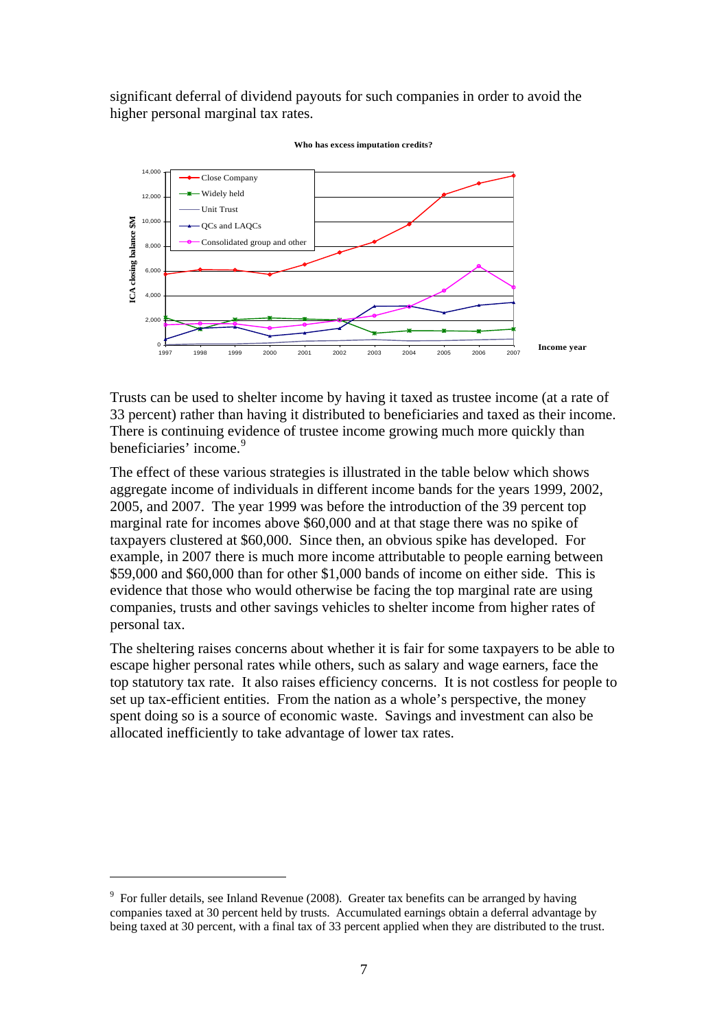significant deferral of dividend payouts for such companies in order to avoid the higher personal marginal tax rates.

**Who has excess imputation credits?**

Trusts can be used to shelter income by having it taxed as trustee income (at a rate of 33 percent) rather than having it distributed to beneficiaries and taxed as their income. There is continuing evidence of trustee income growing much more quickly than beneficiaries' income.[9]

The effect of these various strategies is illustrated in the table below which shows aggregate income of individuals in different income bands for the years 1999, 2002, 2005, and 2007. The year 1999 was before the introduction of the 39 percent top marginal rate for incomes above $60,000 and at that stage there was no spike of taxpayers clustered at $60,000. Since then, an obvious spike has developed. For example, in 2007 there is much more income attributable to people earning between $59,000 and $60,000 than for other $1,000 bands of income on either side. This is evidence that those who would otherwise be facing the top marginal rate are using companies, trusts and other savings vehicles to shelter income from higher rates of personal tax.

The sheltering raises concerns about whether it is fair for some taxpayers to be able to escape higher personal rates while others, such as salary and wage earners, face the top statutory tax rate. It also raises efficiency concerns. It is not costless for people to set up tax-efficient entities. From the nation as a whole's perspective, the money spent doing so is a source of economic waste. Savings and investment can also be allocated inefficiently to take advantage of lower tax rates.

---

[9] For fuller details, see Inland Revenue (2008). Greater tax benefits can be arranged by having companies taxed at 30 percent held by trusts. Accumulated earnings obtain a deferral advantage by being taxed at 30 percent, with a final tax of 33 percent applied when they are distributed to the trust.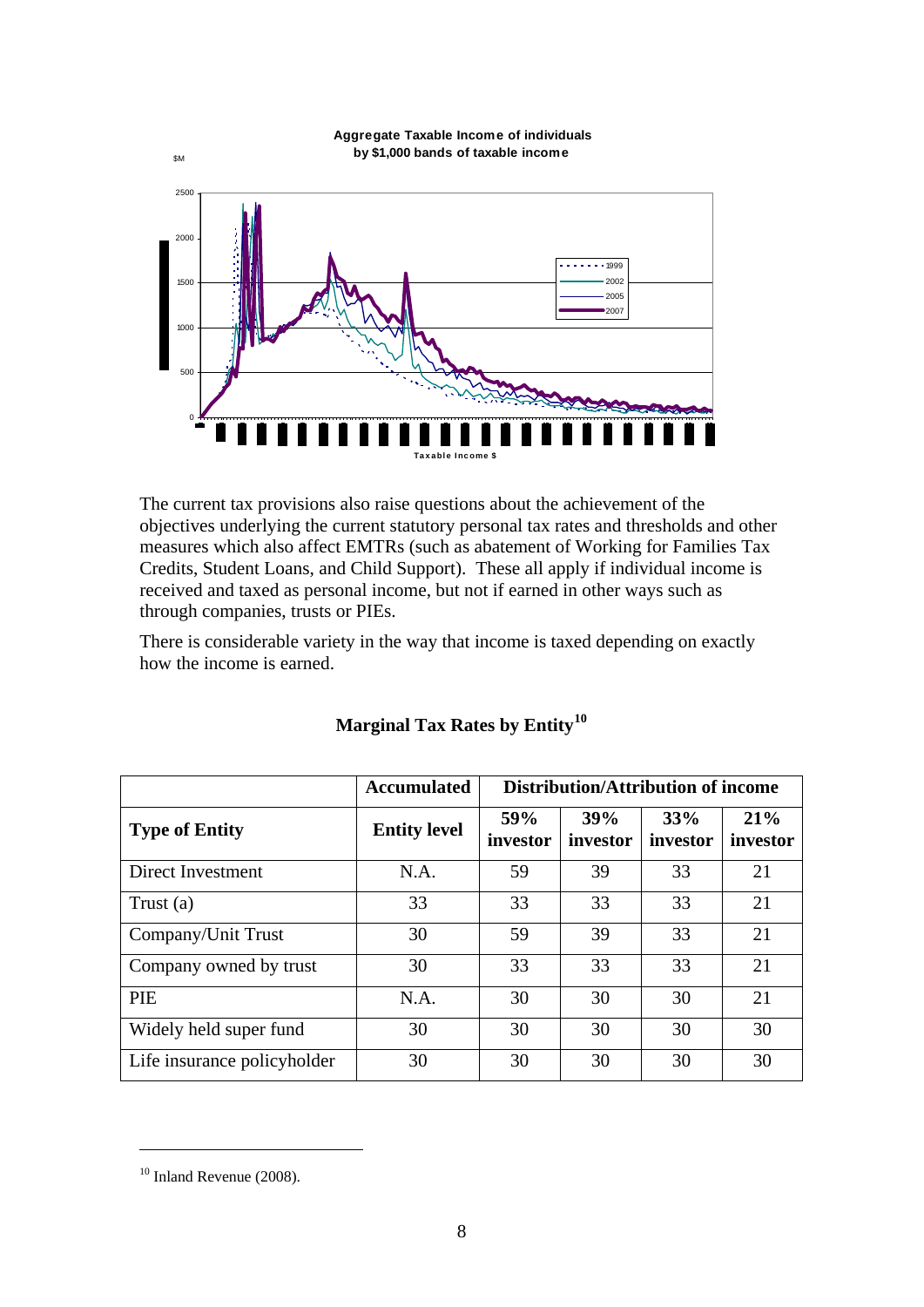**Aggregate Taxable Income of individuals by $1,000 bands of taxable income**

The current tax provisions also raise questions about the achievement of the objectives underlying the current statutory personal tax rates and thresholds and other measures which also affect EMTRs (such as abatement of Working for Families Tax Credits, Student Loans, and Child Support). These all apply if individual income is received and taxed as personal income, but not if earned in other ways such as through companies, trusts or PIEs.

There is considerable variety in the way that income is taxed depending on exactly how the income is earned.

**Marginal Tax Rates by Entity[10]**

| | Accumulated | Distribution/Attribution of income | | | |
|---|---|---|---|---|---|
| **Type of Entity** | **Entity level** | **59% investor** | **39% investor** | **33% investor** | **21% investor** |
| Direct Investment | N.A. | 59 | 39 | 33 | 21 |
| Trust (a) | 33 | 33 | 33 | 33 | 21 |
| Company/Unit Trust | 30 | 59 | 39 | 33 | 21 |
| Company owned by trust | 30 | 33 | 33 | 33 | 21 |
| PIE | N.A. | 30 | 30 | 30 | 21 |
| Widely held super fund | 30 | 30 | 30 | 30 | 30 |
| Life insurance policyholder | 30 | 30 | 30 | 30 | 30 |

[10] Inland Revenue (2008).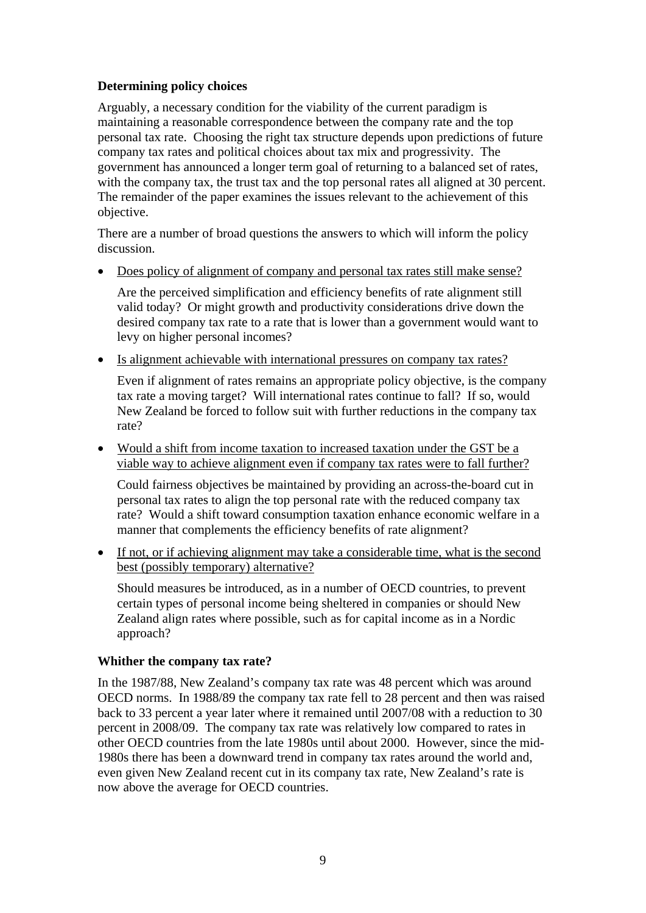### Determining policy choices

Arguably, a necessary condition for the viability of the current paradigm is maintaining a reasonable correspondence between the company rate and the top personal tax rate. Choosing the right tax structure depends upon predictions of future company tax rates and political choices about tax mix and progressivity. The government has announced a longer term goal of returning to a balanced set of rates, with the company tax, the trust tax and the top personal rates all aligned at 30 percent. The remainder of the paper examines the issues relevant to the achievement of this objective.

There are a number of broad questions the answers to which will inform the policy discussion.

- <u>Does policy of alignment of company and personal tax rates still make sense?</u>

  Are the perceived simplification and efficiency benefits of rate alignment still valid today? Or might growth and productivity considerations drive down the desired company tax rate to a rate that is lower than a government would want to levy on higher personal incomes?

- <u>Is alignment achievable with international pressures on company tax rates?</u>

  Even if alignment of rates remains an appropriate policy objective, is the company tax rate a moving target? Will international rates continue to fall? If so, would New Zealand be forced to follow suit with further reductions in the company tax rate?

- <u>Would a shift from income taxation to increased taxation under the GST be a viable way to achieve alignment even if company tax rates were to fall further?</u>

  Could fairness objectives be maintained by providing an across-the-board cut in personal tax rates to align the top personal rate with the reduced company tax rate? Would a shift toward consumption taxation enhance economic welfare in a manner that complements the efficiency benefits of rate alignment?

- <u>If not, or if achieving alignment may take a considerable time, what is the second best (possibly temporary) alternative?</u>

  Should measures be introduced, as in a number of OECD countries, to prevent certain types of personal income being sheltered in companies or should New Zealand align rates where possible, such as for capital income as in a Nordic approach?

### Whither the company tax rate?

In the 1987/88, New Zealand's company tax rate was 48 percent which was around OECD norms. In 1988/89 the company tax rate fell to 28 percent and then was raised back to 33 percent a year later where it remained until 2007/08 with a reduction to 30 percent in 2008/09. The company tax rate was relatively low compared to rates in other OECD countries from the late 1980s until about 2000. However, since the mid-1980s there has been a downward trend in company tax rates around the world and, even given New Zealand recent cut in its company tax rate, New Zealand's rate is now above the average for OECD countries.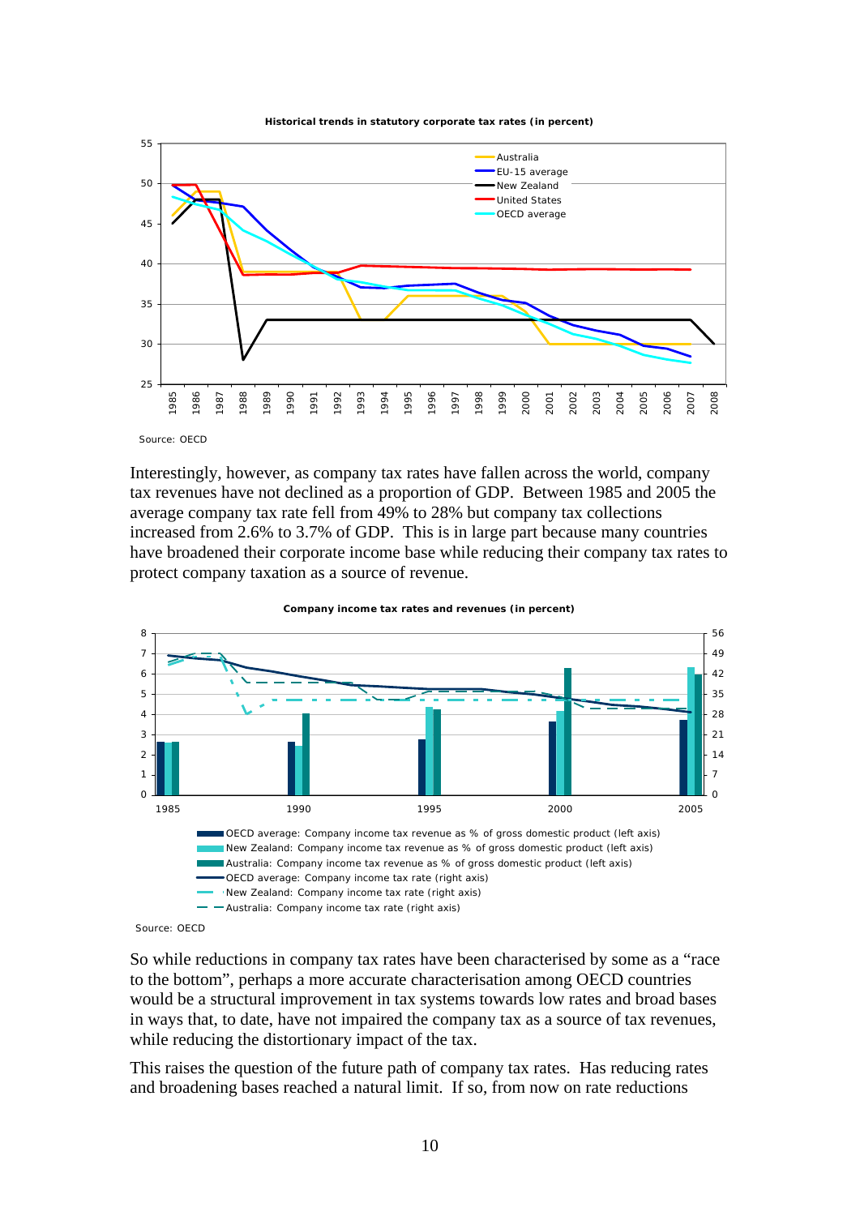**Historical trends in statutory corporate tax rates (in percent)**

Source: OECD

Interestingly, however, as company tax rates have fallen across the world, company tax revenues have not declined as a proportion of GDP. Between 1985 and 2005 the average company tax rate fell from 49% to 28% but company tax collections increased from 2.6% to 3.7% of GDP. This is in large part because many countries have broadened their corporate income base while reducing their company tax rates to protect company taxation as a source of revenue.

**Company income tax rates and revenues (in percent)**

Source: OECD

So while reductions in company tax rates have been characterised by some as a "race to the bottom", perhaps a more accurate characterisation among OECD countries would be a structural improvement in tax systems towards low rates and broad bases in ways that, to date, have not impaired the company tax as a source of tax revenues, while reducing the distortionary impact of the tax.

This raises the question of the future path of company tax rates. Has reducing rates and broadening bases reached a natural limit. If so, from now on rate reductions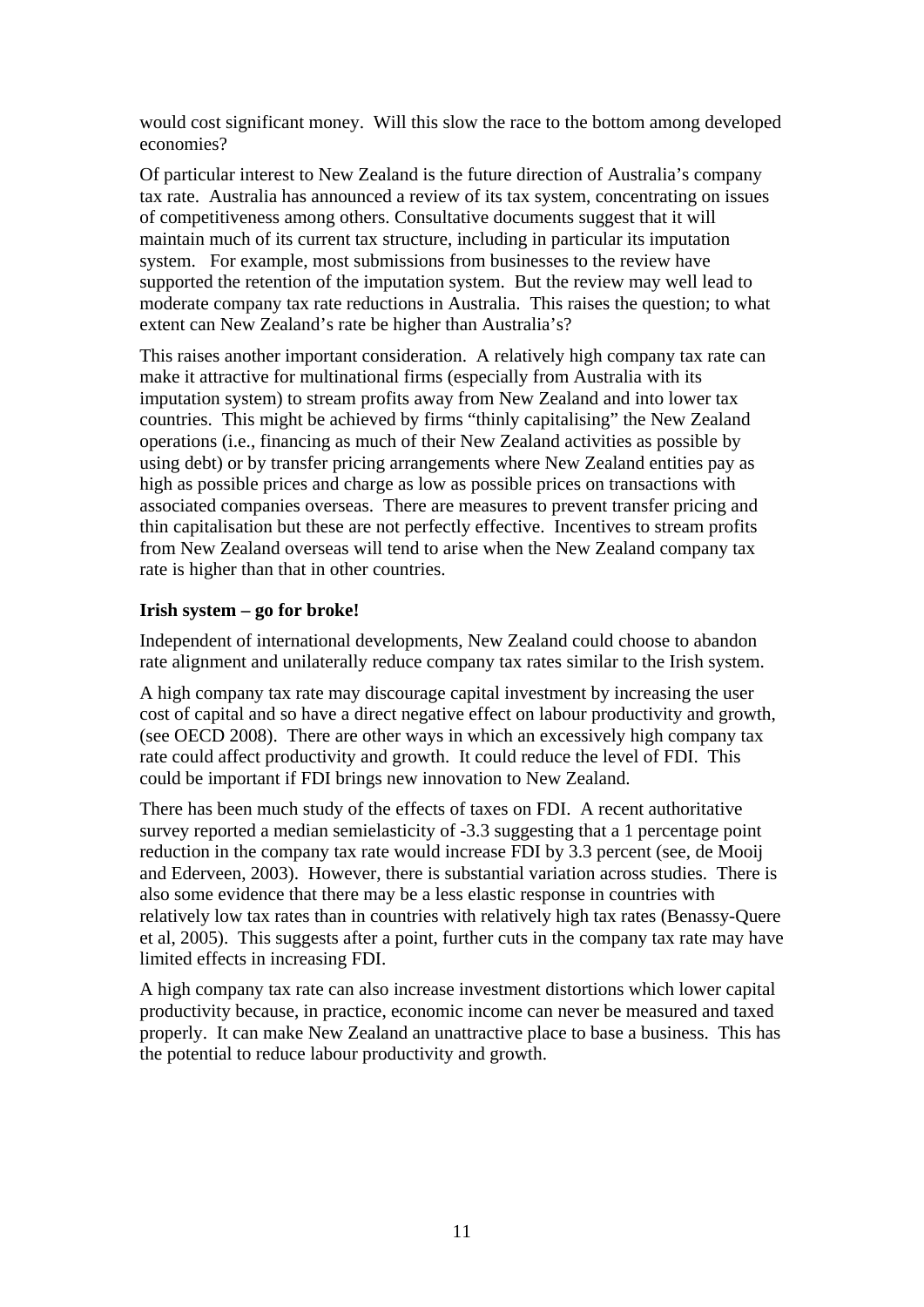would cost significant money. Will this slow the race to the bottom among developed economies?

Of particular interest to New Zealand is the future direction of Australia's company tax rate. Australia has announced a review of its tax system, concentrating on issues of competitiveness among others. Consultative documents suggest that it will maintain much of its current tax structure, including in particular its imputation system. For example, most submissions from businesses to the review have supported the retention of the imputation system. But the review may well lead to moderate company tax rate reductions in Australia. This raises the question; to what extent can New Zealand's rate be higher than Australia's?

This raises another important consideration. A relatively high company tax rate can make it attractive for multinational firms (especially from Australia with its imputation system) to stream profits away from New Zealand and into lower tax countries. This might be achieved by firms "thinly capitalising" the New Zealand operations (i.e., financing as much of their New Zealand activities as possible by using debt) or by transfer pricing arrangements where New Zealand entities pay as high as possible prices and charge as low as possible prices on transactions with associated companies overseas. There are measures to prevent transfer pricing and thin capitalisation but these are not perfectly effective. Incentives to stream profits from New Zealand overseas will tend to arise when the New Zealand company tax rate is higher than that in other countries.

**Irish system – go for broke!**

Independent of international developments, New Zealand could choose to abandon rate alignment and unilaterally reduce company tax rates similar to the Irish system.

A high company tax rate may discourage capital investment by increasing the user cost of capital and so have a direct negative effect on labour productivity and growth, (see OECD 2008). There are other ways in which an excessively high company tax rate could affect productivity and growth. It could reduce the level of FDI. This could be important if FDI brings new innovation to New Zealand.

There has been much study of the effects of taxes on FDI. A recent authoritative survey reported a median semielasticity of -3.3 suggesting that a 1 percentage point reduction in the company tax rate would increase FDI by 3.3 percent (see, de Mooij and Ederveen, 2003). However, there is substantial variation across studies. There is also some evidence that there may be a less elastic response in countries with relatively low tax rates than in countries with relatively high tax rates (Benassy-Quere et al, 2005). This suggests after a point, further cuts in the company tax rate may have limited effects in increasing FDI.

A high company tax rate can also increase investment distortions which lower capital productivity because, in practice, economic income can never be measured and taxed properly. It can make New Zealand an unattractive place to base a business. This has the potential to reduce labour productivity and growth.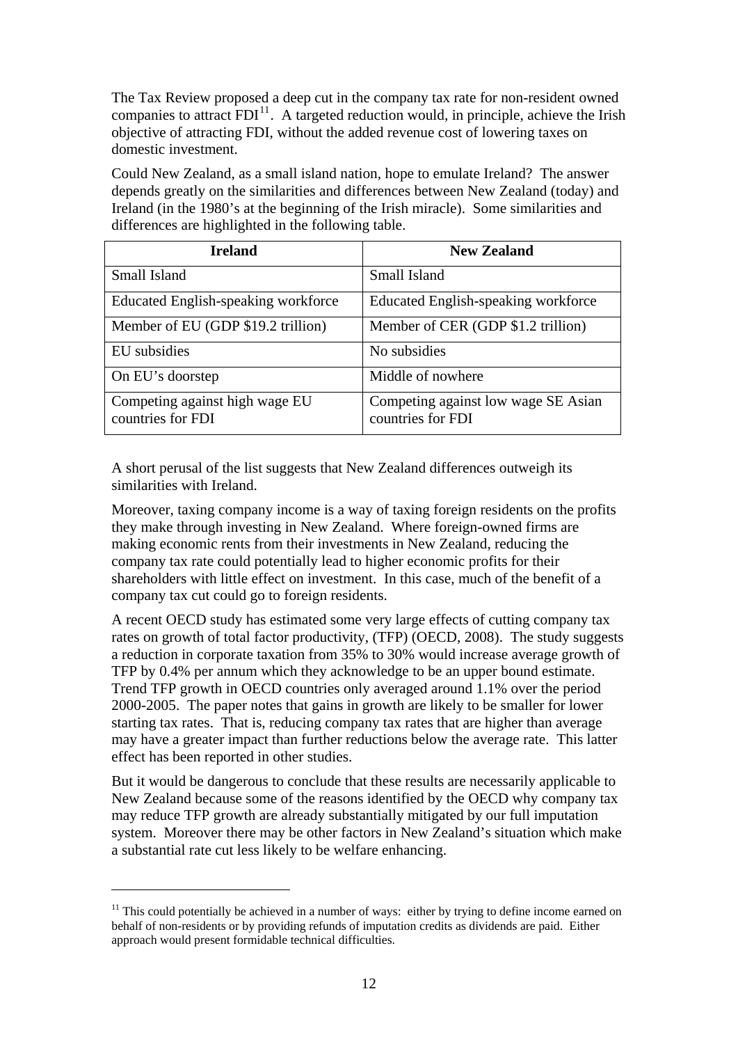The Tax Review proposed a deep cut in the company tax rate for non-resident owned companies to attract FDI[11]. A targeted reduction would, in principle, achieve the Irish objective of attracting FDI, without the added revenue cost of lowering taxes on domestic investment.

Could New Zealand, as a small island nation, hope to emulate Ireland? The answer depends greatly on the similarities and differences between New Zealand (today) and Ireland (in the 1980's at the beginning of the Irish miracle). Some similarities and differences are highlighted in the following table.

| Ireland | New Zealand |
|---|---|
| Small Island | Small Island |
| Educated English-speaking workforce | Educated English-speaking workforce |
| Member of EU (GDP $19.2 trillion) | Member of CER (GDP $1.2 trillion) |
| EU subsidies | No subsidies |
| On EU's doorstep | Middle of nowhere |
| Competing against high wage EU countries for FDI | Competing against low wage SE Asian countries for FDI |

A short perusal of the list suggests that New Zealand differences outweigh its similarities with Ireland.

Moreover, taxing company income is a way of taxing foreign residents on the profits they make through investing in New Zealand. Where foreign-owned firms are making economic rents from their investments in New Zealand, reducing the company tax rate could potentially lead to higher economic profits for their shareholders with little effect on investment. In this case, much of the benefit of a company tax cut could go to foreign residents.

A recent OECD study has estimated some very large effects of cutting company tax rates on growth of total factor productivity, (TFP) (OECD, 2008). The study suggests a reduction in corporate taxation from 35% to 30% would increase average growth of TFP by 0.4% per annum which they acknowledge to be an upper bound estimate. Trend TFP growth in OECD countries only averaged around 1.1% over the period 2000-2005. The paper notes that gains in growth are likely to be smaller for lower starting tax rates. That is, reducing company tax rates that are higher than average may have a greater impact than further reductions below the average rate. This latter effect has been reported in other studies.

But it would be dangerous to conclude that these results are necessarily applicable to New Zealand because some of the reasons identified by the OECD why company tax may reduce TFP growth are already substantially mitigated by our full imputation system. Moreover there may be other factors in New Zealand's situation which make a substantial rate cut less likely to be welfare enhancing.

---

[11] This could potentially be achieved in a number of ways: either by trying to define income earned on behalf of non-residents or by providing refunds of imputation credits as dividends are paid. Either approach would present formidable technical difficulties.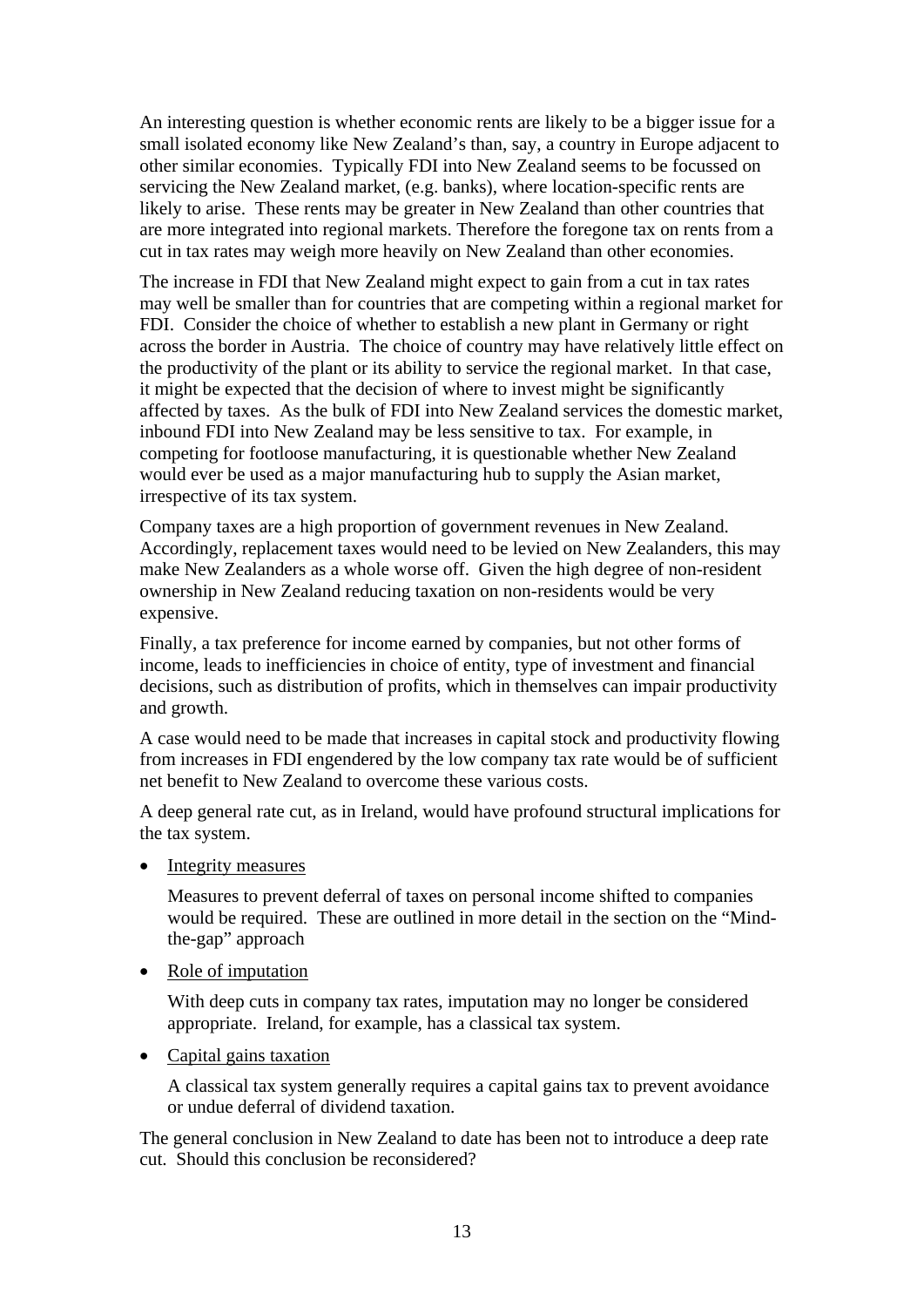An interesting question is whether economic rents are likely to be a bigger issue for a small isolated economy like New Zealand's than, say, a country in Europe adjacent to other similar economies. Typically FDI into New Zealand seems to be focussed on servicing the New Zealand market, (e.g. banks), where location-specific rents are likely to arise. These rents may be greater in New Zealand than other countries that are more integrated into regional markets. Therefore the foregone tax on rents from a cut in tax rates may weigh more heavily on New Zealand than other economies.

The increase in FDI that New Zealand might expect to gain from a cut in tax rates may well be smaller than for countries that are competing within a regional market for FDI. Consider the choice of whether to establish a new plant in Germany or right across the border in Austria. The choice of country may have relatively little effect on the productivity of the plant or its ability to service the regional market. In that case, it might be expected that the decision of where to invest might be significantly affected by taxes. As the bulk of FDI into New Zealand services the domestic market, inbound FDI into New Zealand may be less sensitive to tax. For example, in competing for footloose manufacturing, it is questionable whether New Zealand would ever be used as a major manufacturing hub to supply the Asian market, irrespective of its tax system.

Company taxes are a high proportion of government revenues in New Zealand. Accordingly, replacement taxes would need to be levied on New Zealanders, this may make New Zealanders as a whole worse off. Given the high degree of non-resident ownership in New Zealand reducing taxation on non-residents would be very expensive.

Finally, a tax preference for income earned by companies, but not other forms of income, leads to inefficiencies in choice of entity, type of investment and financial decisions, such as distribution of profits, which in themselves can impair productivity and growth.

A case would need to be made that increases in capital stock and productivity flowing from increases in FDI engendered by the low company tax rate would be of sufficient net benefit to New Zealand to overcome these various costs.

A deep general rate cut, as in Ireland, would have profound structural implications for the tax system.

- Integrity measures

  Measures to prevent deferral of taxes on personal income shifted to companies would be required. These are outlined in more detail in the section on the "Mind-the-gap" approach

- Role of imputation

  With deep cuts in company tax rates, imputation may no longer be considered appropriate. Ireland, for example, has a classical tax system.

- Capital gains taxation

  A classical tax system generally requires a capital gains tax to prevent avoidance or undue deferral of dividend taxation.

The general conclusion in New Zealand to date has been not to introduce a deep rate cut. Should this conclusion be reconsidered?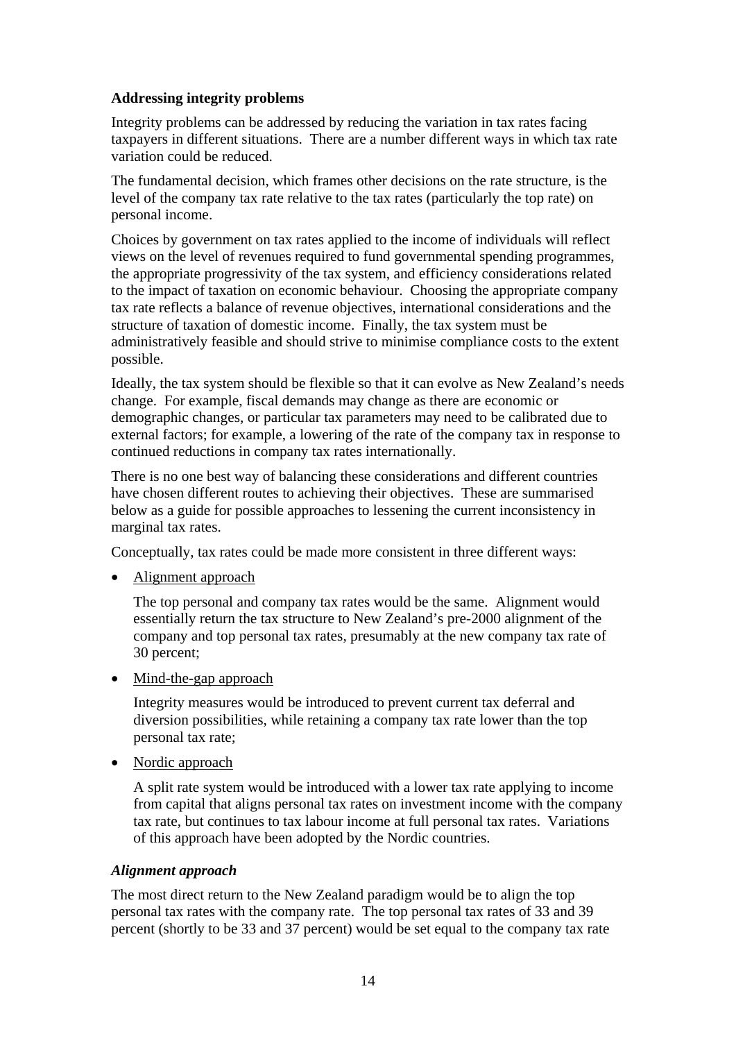**Addressing integrity problems**

Integrity problems can be addressed by reducing the variation in tax rates facing taxpayers in different situations. There are a number different ways in which tax rate variation could be reduced.

The fundamental decision, which frames other decisions on the rate structure, is the level of the company tax rate relative to the tax rates (particularly the top rate) on personal income.

Choices by government on tax rates applied to the income of individuals will reflect views on the level of revenues required to fund governmental spending programmes, the appropriate progressivity of the tax system, and efficiency considerations related to the impact of taxation on economic behaviour. Choosing the appropriate company tax rate reflects a balance of revenue objectives, international considerations and the structure of taxation of domestic income. Finally, the tax system must be administratively feasible and should strive to minimise compliance costs to the extent possible.

Ideally, the tax system should be flexible so that it can evolve as New Zealand's needs change. For example, fiscal demands may change as there are economic or demographic changes, or particular tax parameters may need to be calibrated due to external factors; for example, a lowering of the rate of the company tax in response to continued reductions in company tax rates internationally.

There is no one best way of balancing these considerations and different countries have chosen different routes to achieving their objectives. These are summarised below as a guide for possible approaches to lessening the current inconsistency in marginal tax rates.

Conceptually, tax rates could be made more consistent in three different ways:

- Alignment approach

  The top personal and company tax rates would be the same. Alignment would essentially return the tax structure to New Zealand's pre-2000 alignment of the company and top personal tax rates, presumably at the new company tax rate of 30 percent;

- Mind-the-gap approach

  Integrity measures would be introduced to prevent current tax deferral and diversion possibilities, while retaining a company tax rate lower than the top personal tax rate;

- Nordic approach

  A split rate system would be introduced with a lower tax rate applying to income from capital that aligns personal tax rates on investment income with the company tax rate, but continues to tax labour income at full personal tax rates. Variations of this approach have been adopted by the Nordic countries.

***Alignment approach***

The most direct return to the New Zealand paradigm would be to align the top personal tax rates with the company rate. The top personal tax rates of 33 and 39 percent (shortly to be 33 and 37 percent) would be set equal to the company tax rate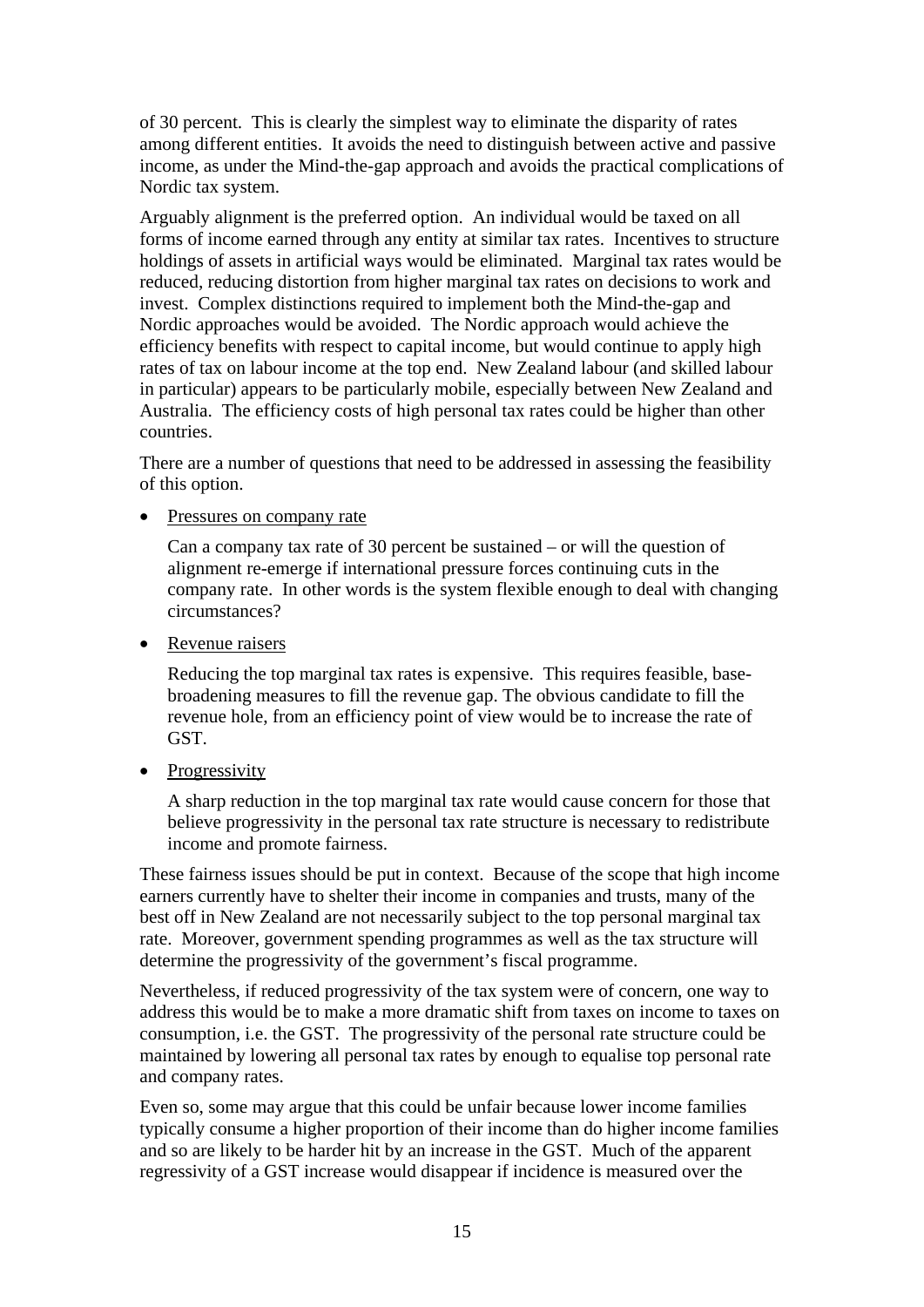of 30 percent. This is clearly the simplest way to eliminate the disparity of rates among different entities. It avoids the need to distinguish between active and passive income, as under the Mind-the-gap approach and avoids the practical complications of Nordic tax system.

Arguably alignment is the preferred option. An individual would be taxed on all forms of income earned through any entity at similar tax rates. Incentives to structure holdings of assets in artificial ways would be eliminated. Marginal tax rates would be reduced, reducing distortion from higher marginal tax rates on decisions to work and invest. Complex distinctions required to implement both the Mind-the-gap and Nordic approaches would be avoided. The Nordic approach would achieve the efficiency benefits with respect to capital income, but would continue to apply high rates of tax on labour income at the top end. New Zealand labour (and skilled labour in particular) appears to be particularly mobile, especially between New Zealand and Australia. The efficiency costs of high personal tax rates could be higher than other countries.

There are a number of questions that need to be addressed in assessing the feasibility of this option.

- Pressures on company rate

  Can a company tax rate of 30 percent be sustained – or will the question of alignment re-emerge if international pressure forces continuing cuts in the company rate. In other words is the system flexible enough to deal with changing circumstances?

- Revenue raisers

  Reducing the top marginal tax rates is expensive. This requires feasible, base-broadening measures to fill the revenue gap. The obvious candidate to fill the revenue hole, from an efficiency point of view would be to increase the rate of GST.

- Progressivity

  A sharp reduction in the top marginal tax rate would cause concern for those that believe progressivity in the personal tax rate structure is necessary to redistribute income and promote fairness.

These fairness issues should be put in context. Because of the scope that high income earners currently have to shelter their income in companies and trusts, many of the best off in New Zealand are not necessarily subject to the top personal marginal tax rate. Moreover, government spending programmes as well as the tax structure will determine the progressivity of the government's fiscal programme.

Nevertheless, if reduced progressivity of the tax system were of concern, one way to address this would be to make a more dramatic shift from taxes on income to taxes on consumption, i.e. the GST. The progressivity of the personal rate structure could be maintained by lowering all personal tax rates by enough to equalise top personal rate and company rates.

Even so, some may argue that this could be unfair because lower income families typically consume a higher proportion of their income than do higher income families and so are likely to be harder hit by an increase in the GST. Much of the apparent regressivity of a GST increase would disappear if incidence is measured over the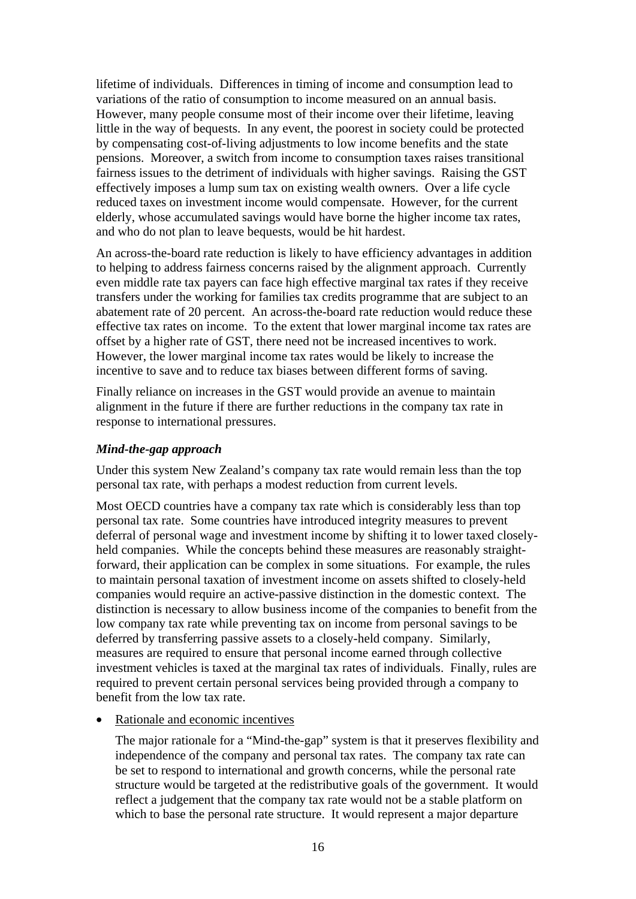lifetime of individuals. Differences in timing of income and consumption lead to variations of the ratio of consumption to income measured on an annual basis. However, many people consume most of their income over their lifetime, leaving little in the way of bequests. In any event, the poorest in society could be protected by compensating cost-of-living adjustments to low income benefits and the state pensions. Moreover, a switch from income to consumption taxes raises transitional fairness issues to the detriment of individuals with higher savings. Raising the GST effectively imposes a lump sum tax on existing wealth owners. Over a life cycle reduced taxes on investment income would compensate. However, for the current elderly, whose accumulated savings would have borne the higher income tax rates, and who do not plan to leave bequests, would be hit hardest.

An across-the-board rate reduction is likely to have efficiency advantages in addition to helping to address fairness concerns raised by the alignment approach. Currently even middle rate tax payers can face high effective marginal tax rates if they receive transfers under the working for families tax credits programme that are subject to an abatement rate of 20 percent. An across-the-board rate reduction would reduce these effective tax rates on income. To the extent that lower marginal income tax rates are offset by a higher rate of GST, there need not be increased incentives to work. However, the lower marginal income tax rates would be likely to increase the incentive to save and to reduce tax biases between different forms of saving.

Finally reliance on increases in the GST would provide an avenue to maintain alignment in the future if there are further reductions in the company tax rate in response to international pressures.

### *Mind-the-gap approach*

Under this system New Zealand's company tax rate would remain less than the top personal tax rate, with perhaps a modest reduction from current levels.

Most OECD countries have a company tax rate which is considerably less than top personal tax rate. Some countries have introduced integrity measures to prevent deferral of personal wage and investment income by shifting it to lower taxed closely-held companies. While the concepts behind these measures are reasonably straight-forward, their application can be complex in some situations. For example, the rules to maintain personal taxation of investment income on assets shifted to closely-held companies would require an active-passive distinction in the domestic context. The distinction is necessary to allow business income of the companies to benefit from the low company tax rate while preventing tax on income from personal savings to be deferred by transferring passive assets to a closely-held company. Similarly, measures are required to ensure that personal income earned through collective investment vehicles is taxed at the marginal tax rates of individuals. Finally, rules are required to prevent certain personal services being provided through a company to benefit from the low tax rate.

- Rationale and economic incentives

  The major rationale for a "Mind-the-gap" system is that it preserves flexibility and independence of the company and personal tax rates. The company tax rate can be set to respond to international and growth concerns, while the personal rate structure would be targeted at the redistributive goals of the government. It would reflect a judgement that the company tax rate would not be a stable platform on which to base the personal rate structure. It would represent a major departure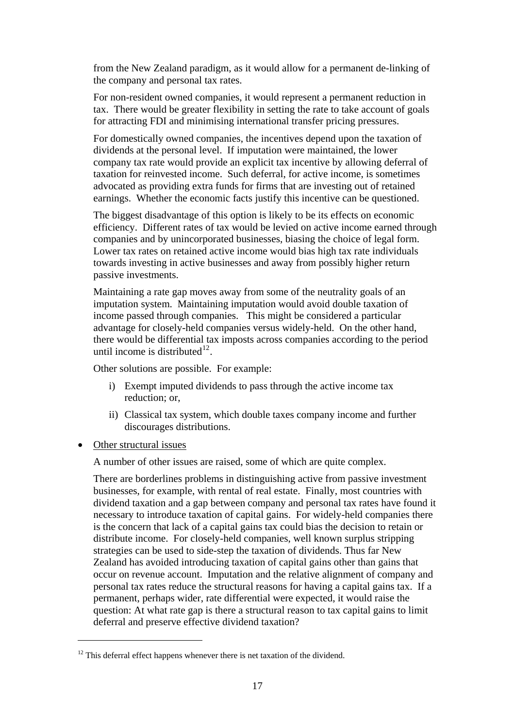from the New Zealand paradigm, as it would allow for a permanent de-linking of the company and personal tax rates.

For non-resident owned companies, it would represent a permanent reduction in tax. There would be greater flexibility in setting the rate to take account of goals for attracting FDI and minimising international transfer pricing pressures.

For domestically owned companies, the incentives depend upon the taxation of dividends at the personal level. If imputation were maintained, the lower company tax rate would provide an explicit tax incentive by allowing deferral of taxation for reinvested income. Such deferral, for active income, is sometimes advocated as providing extra funds for firms that are investing out of retained earnings. Whether the economic facts justify this incentive can be questioned.

The biggest disadvantage of this option is likely to be its effects on economic efficiency. Different rates of tax would be levied on active income earned through companies and by unincorporated businesses, biasing the choice of legal form. Lower tax rates on retained active income would bias high tax rate individuals towards investing in active businesses and away from possibly higher return passive investments.

Maintaining a rate gap moves away from some of the neutrality goals of an imputation system. Maintaining imputation would avoid double taxation of income passed through companies. This might be considered a particular advantage for closely-held companies versus widely-held. On the other hand, there would be differential tax imposts across companies according to the period until income is distributed[12].

Other solutions are possible. For example:

i) Exempt imputed dividends to pass through the active income tax reduction; or,

ii) Classical tax system, which double taxes company income and further discourages distributions.

- <u>Other structural issues</u>

  A number of other issues are raised, some of which are quite complex.

  There are borderlines problems in distinguishing active from passive investment businesses, for example, with rental of real estate. Finally, most countries with dividend taxation and a gap between company and personal tax rates have found it necessary to introduce taxation of capital gains. For widely-held companies there is the concern that lack of a capital gains tax could bias the decision to retain or distribute income. For closely-held companies, well known surplus stripping strategies can be used to side-step the taxation of dividends. Thus far New Zealand has avoided introducing taxation of capital gains other than gains that occur on revenue account. Imputation and the relative alignment of company and personal tax rates reduce the structural reasons for having a capital gains tax. If a permanent, perhaps wider, rate differential were expected, it would raise the question: At what rate gap is there a structural reason to tax capital gains to limit deferral and preserve effective dividend taxation?

[12] This deferral effect happens whenever there is net taxation of the dividend.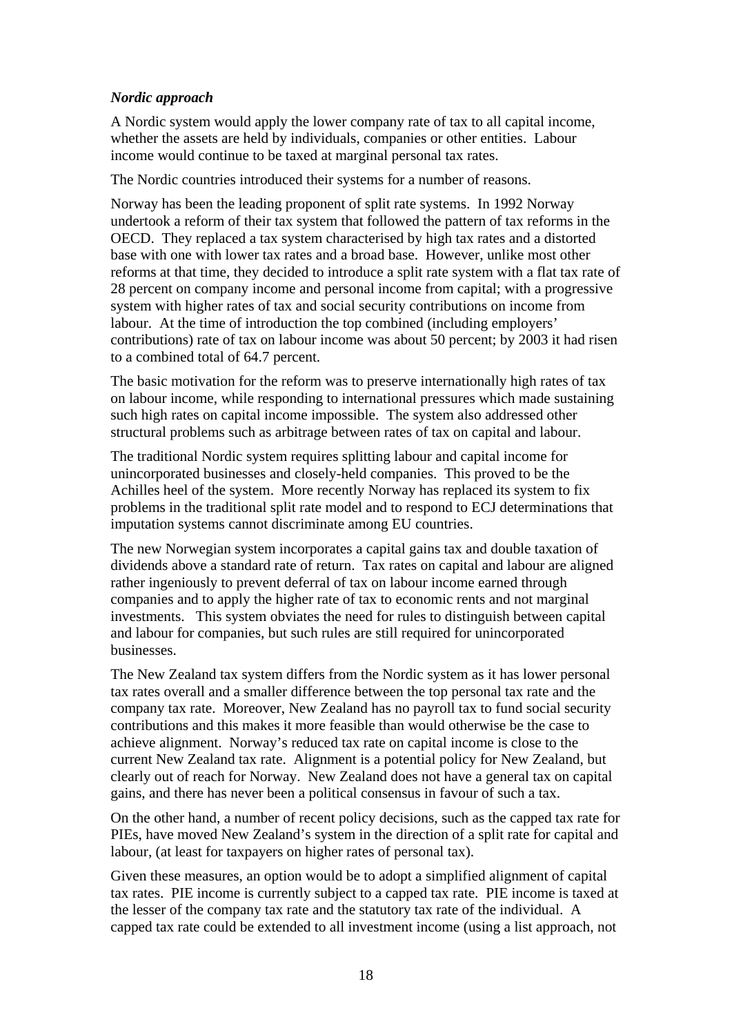***Nordic approach***

A Nordic system would apply the lower company rate of tax to all capital income, whether the assets are held by individuals, companies or other entities. Labour income would continue to be taxed at marginal personal tax rates.

The Nordic countries introduced their systems for a number of reasons.

Norway has been the leading proponent of split rate systems. In 1992 Norway undertook a reform of their tax system that followed the pattern of tax reforms in the OECD. They replaced a tax system characterised by high tax rates and a distorted base with one with lower tax rates and a broad base. However, unlike most other reforms at that time, they decided to introduce a split rate system with a flat tax rate of 28 percent on company income and personal income from capital; with a progressive system with higher rates of tax and social security contributions on income from labour. At the time of introduction the top combined (including employers' contributions) rate of tax on labour income was about 50 percent; by 2003 it had risen to a combined total of 64.7 percent.

The basic motivation for the reform was to preserve internationally high rates of tax on labour income, while responding to international pressures which made sustaining such high rates on capital income impossible. The system also addressed other structural problems such as arbitrage between rates of tax on capital and labour.

The traditional Nordic system requires splitting labour and capital income for unincorporated businesses and closely-held companies. This proved to be the Achilles heel of the system. More recently Norway has replaced its system to fix problems in the traditional split rate model and to respond to ECJ determinations that imputation systems cannot discriminate among EU countries.

The new Norwegian system incorporates a capital gains tax and double taxation of dividends above a standard rate of return. Tax rates on capital and labour are aligned rather ingeniously to prevent deferral of tax on labour income earned through companies and to apply the higher rate of tax to economic rents and not marginal investments. This system obviates the need for rules to distinguish between capital and labour for companies, but such rules are still required for unincorporated businesses.

The New Zealand tax system differs from the Nordic system as it has lower personal tax rates overall and a smaller difference between the top personal tax rate and the company tax rate. Moreover, New Zealand has no payroll tax to fund social security contributions and this makes it more feasible than would otherwise be the case to achieve alignment. Norway's reduced tax rate on capital income is close to the current New Zealand tax rate. Alignment is a potential policy for New Zealand, but clearly out of reach for Norway. New Zealand does not have a general tax on capital gains, and there has never been a political consensus in favour of such a tax.

On the other hand, a number of recent policy decisions, such as the capped tax rate for PIEs, have moved New Zealand's system in the direction of a split rate for capital and labour, (at least for taxpayers on higher rates of personal tax).

Given these measures, an option would be to adopt a simplified alignment of capital tax rates. PIE income is currently subject to a capped tax rate. PIE income is taxed at the lesser of the company tax rate and the statutory tax rate of the individual. A capped tax rate could be extended to all investment income (using a list approach, not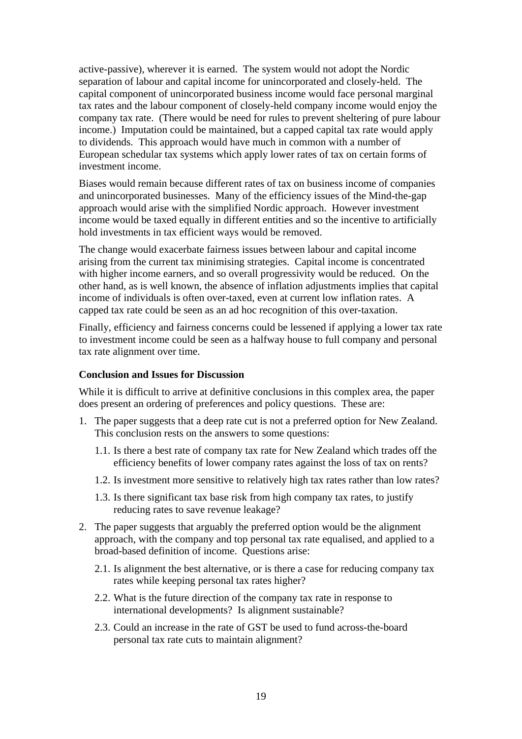active-passive), wherever it is earned. The system would not adopt the Nordic separation of labour and capital income for unincorporated and closely-held. The capital component of unincorporated business income would face personal marginal tax rates and the labour component of closely-held company income would enjoy the company tax rate. (There would be need for rules to prevent sheltering of pure labour income.) Imputation could be maintained, but a capped capital tax rate would apply to dividends. This approach would have much in common with a number of European schedular tax systems which apply lower rates of tax on certain forms of investment income.

Biases would remain because different rates of tax on business income of companies and unincorporated businesses. Many of the efficiency issues of the Mind-the-gap approach would arise with the simplified Nordic approach. However investment income would be taxed equally in different entities and so the incentive to artificially hold investments in tax efficient ways would be removed.

The change would exacerbate fairness issues between labour and capital income arising from the current tax minimising strategies. Capital income is concentrated with higher income earners, and so overall progressivity would be reduced. On the other hand, as is well known, the absence of inflation adjustments implies that capital income of individuals is often over-taxed, even at current low inflation rates. A capped tax rate could be seen as an ad hoc recognition of this over-taxation.

Finally, efficiency and fairness concerns could be lessened if applying a lower tax rate to investment income could be seen as a halfway house to full company and personal tax rate alignment over time.

**Conclusion and Issues for Discussion**

While it is difficult to arrive at definitive conclusions in this complex area, the paper does present an ordering of preferences and policy questions. These are:

1. The paper suggests that a deep rate cut is not a preferred option for New Zealand. This conclusion rests on the answers to some questions:
   1.1. Is there a best rate of company tax rate for New Zealand which trades off the efficiency benefits of lower company rates against the loss of tax on rents?
   1.2. Is investment more sensitive to relatively high tax rates rather than low rates?
   1.3. Is there significant tax base risk from high company tax rates, to justify reducing rates to save revenue leakage?
2. The paper suggests that arguably the preferred option would be the alignment approach, with the company and top personal tax rate equalised, and applied to a broad-based definition of income. Questions arise:
   2.1. Is alignment the best alternative, or is there a case for reducing company tax rates while keeping personal tax rates higher?
   2.2. What is the future direction of the company tax rate in response to international developments? Is alignment sustainable?
   2.3. Could an increase in the rate of GST be used to fund across-the-board personal tax rate cuts to maintain alignment?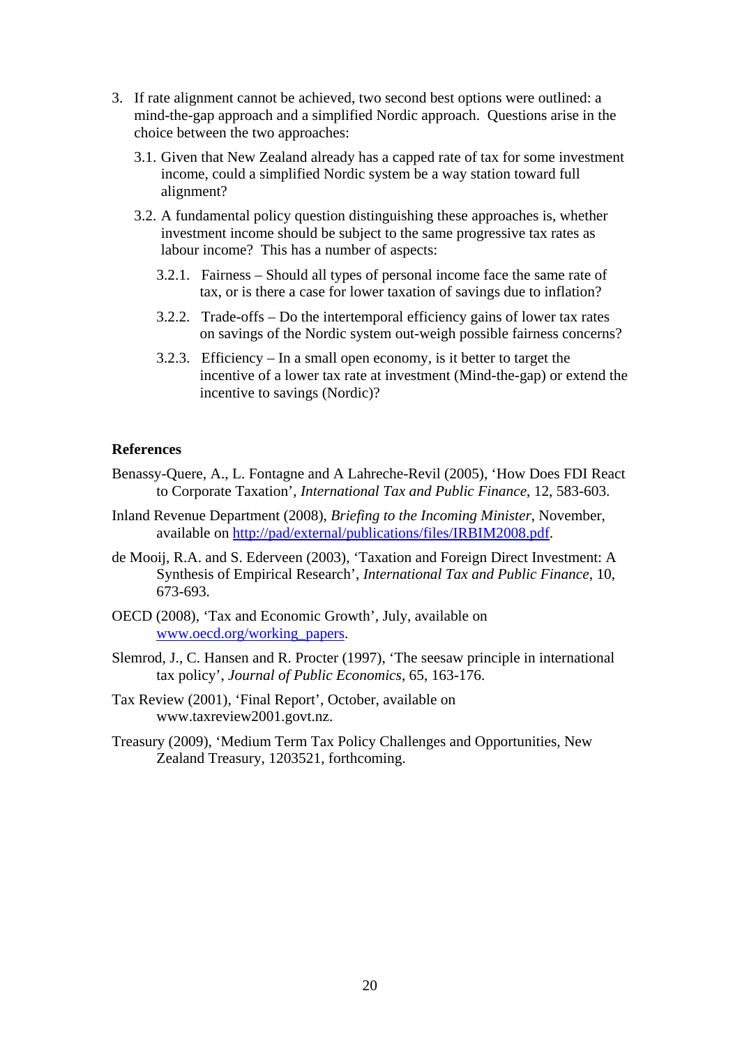3. If rate alignment cannot be achieved, two second best options were outlined: a mind-the-gap approach and a simplified Nordic approach. Questions arise in the choice between the two approaches:

   3.1. Given that New Zealand already has a capped rate of tax for some investment income, could a simplified Nordic system be a way station toward full alignment?

   3.2. A fundamental policy question distinguishing these approaches is, whether investment income should be subject to the same progressive tax rates as labour income? This has a number of aspects:

      3.2.1. Fairness – Should all types of personal income face the same rate of tax, or is there a case for lower taxation of savings due to inflation?

      3.2.2. Trade-offs – Do the intertemporal efficiency gains of lower tax rates on savings of the Nordic system out-weigh possible fairness concerns?

      3.2.3. Efficiency – In a small open economy, is it better to target the incentive of a lower tax rate at investment (Mind-the-gap) or extend the incentive to savings (Nordic)?

## References

Benassy-Quere, A., L. Fontagne and A Lahreche-Revil (2005), 'How Does FDI React to Corporate Taxation', *International Tax and Public Finance*, 12, 583-603.

Inland Revenue Department (2008), *Briefing to the Incoming Minister*, November, available on http://pad/external/publications/files/IRBIM2008.pdf.

de Mooij, R.A. and S. Ederveen (2003), 'Taxation and Foreign Direct Investment: A Synthesis of Empirical Research', *International Tax and Public Finance*, 10, 673-693.

OECD (2008), 'Tax and Economic Growth', July, available on www.oecd.org/working_papers.

Slemrod, J., C. Hansen and R. Procter (1997), 'The seesaw principle in international tax policy', *Journal of Public Economics*, 65, 163-176.

Tax Review (2001), 'Final Report', October, available on www.taxreview2001.govt.nz.

Treasury (2009), 'Medium Term Tax Policy Challenges and Opportunities, New Zealand Treasury, 1203521, forthcoming.